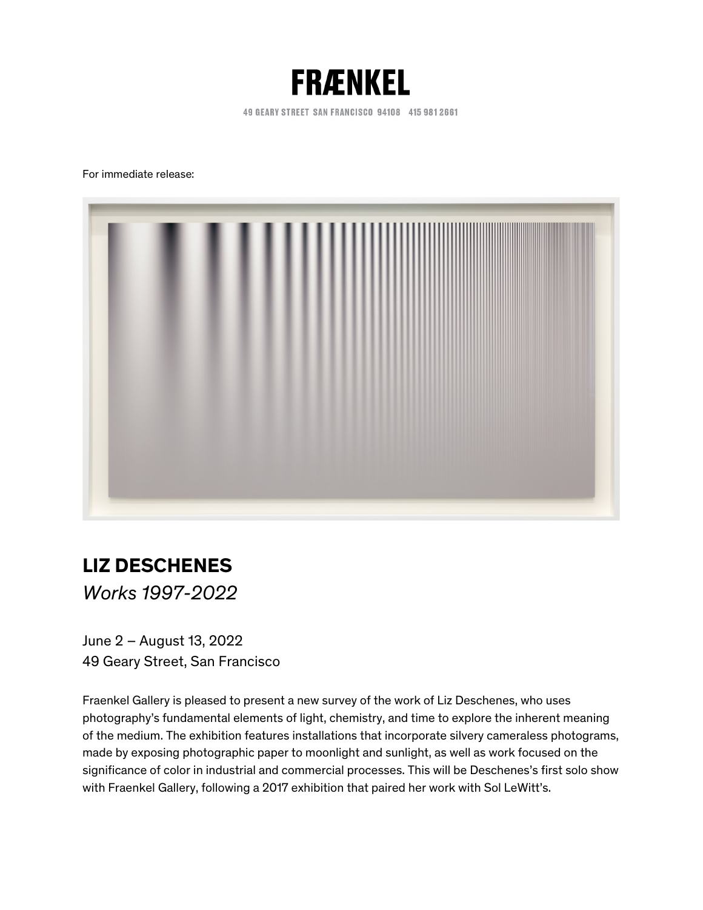# FRÆNKEL

49 GEARY STREET SAN FRANCISCO 94108 415 981 2661

For immediate release:

## LIZ DESCHENES

*Works 1997-2022*

June 2 – August 13, 2022
49 Geary Street, San Francisco

Fraenkel Gallery is pleased to present a new survey of the work of Liz Deschenes, who uses photography's fundamental elements of light, chemistry, and time to explore the inherent meaning of the medium. The exhibition features installations that incorporate silvery cameraless photograms, made by exposing photographic paper to moonlight and sunlight, as well as work focused on the significance of color in industrial and commercial processes. This will be Deschenes's first solo show with Fraenkel Gallery, following a 2017 exhibition that paired her work with Sol LeWitt's.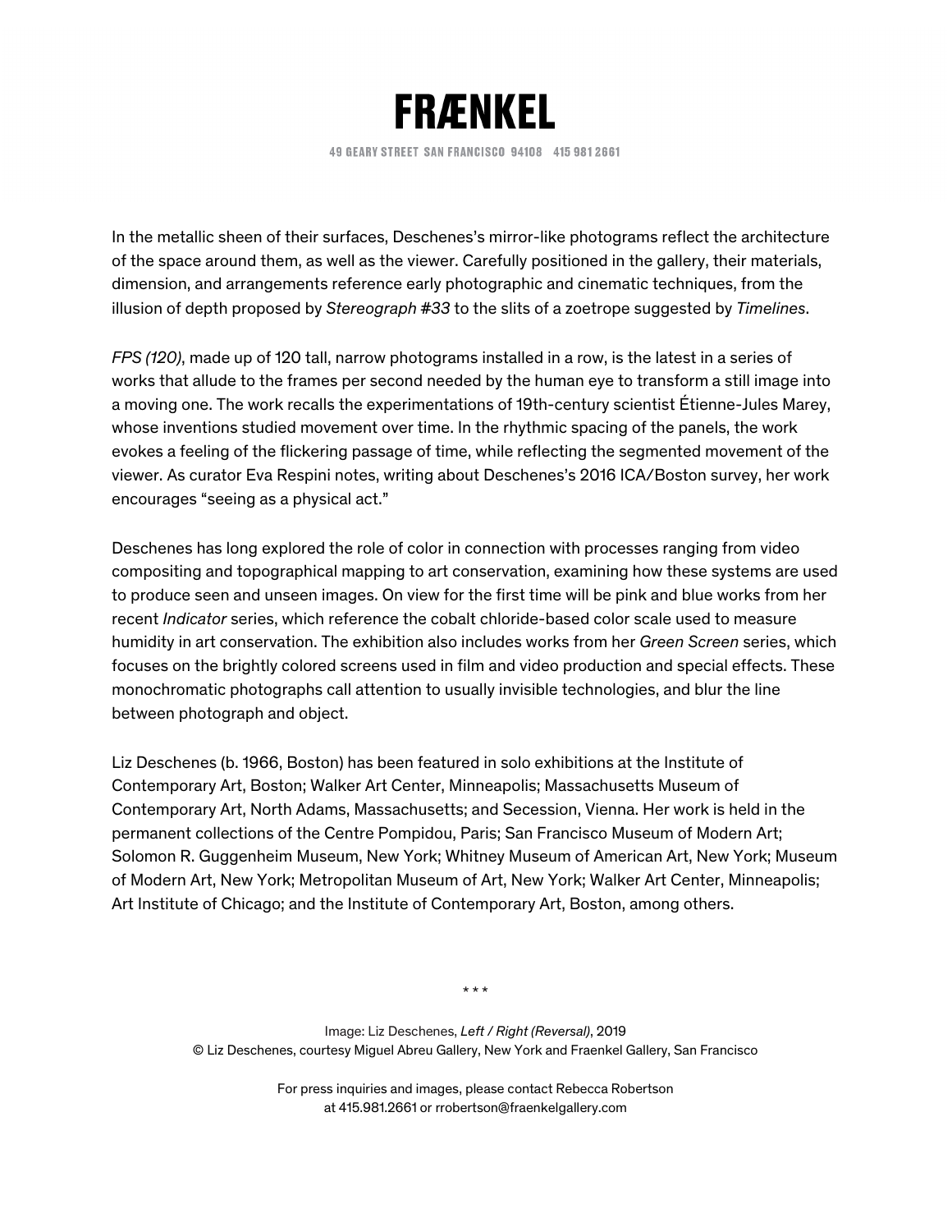In the metallic sheen of their surfaces, Deschenes's mirror-like photograms reflect the architecture of the space around them, as well as the viewer. Carefully positioned in the gallery, their materials, dimension, and arrangements reference early photographic and cinematic techniques, from the illusion of depth proposed by *Stereograph #33* to the slits of a zoetrope suggested by *Timelines*.

*FPS (120)*, made up of 120 tall, narrow photograms installed in a row, is the latest in a series of works that allude to the frames per second needed by the human eye to transform a still image into a moving one. The work recalls the experimentations of 19th-century scientist Étienne-Jules Marey, whose inventions studied movement over time. In the rhythmic spacing of the panels, the work evokes a feeling of the flickering passage of time, while reflecting the segmented movement of the viewer. As curator Eva Respini notes, writing about Deschenes's 2016 ICA/Boston survey, her work encourages "seeing as a physical act."

Deschenes has long explored the role of color in connection with processes ranging from video compositing and topographical mapping to art conservation, examining how these systems are used to produce seen and unseen images. On view for the first time will be pink and blue works from her recent *Indicator* series, which reference the cobalt chloride-based color scale used to measure humidity in art conservation. The exhibition also includes works from her *Green Screen* series, which focuses on the brightly colored screens used in film and video production and special effects. These monochromatic photographs call attention to usually invisible technologies, and blur the line between photograph and object.

Liz Deschenes (b. 1966, Boston) has been featured in solo exhibitions at the Institute of Contemporary Art, Boston; Walker Art Center, Minneapolis; Massachusetts Museum of Contemporary Art, North Adams, Massachusetts; and Secession, Vienna. Her work is held in the permanent collections of the Centre Pompidou, Paris; San Francisco Museum of Modern Art; Solomon R. Guggenheim Museum, New York; Whitney Museum of American Art, New York; Museum of Modern Art, New York; Metropolitan Museum of Art, New York; Walker Art Center, Minneapolis; Art Institute of Chicago; and the Institute of Contemporary Art, Boston, among others.

\* \* \*

Image: Liz Deschenes, *Left / Right (Reversal)*, 2019
© Liz Deschenes, courtesy Miguel Abreu Gallery, New York and Fraenkel Gallery, San Francisco

For press inquiries and images, please contact Rebecca Robertson
at 415.981.2661 or rrobertson@fraenkelgallery.com